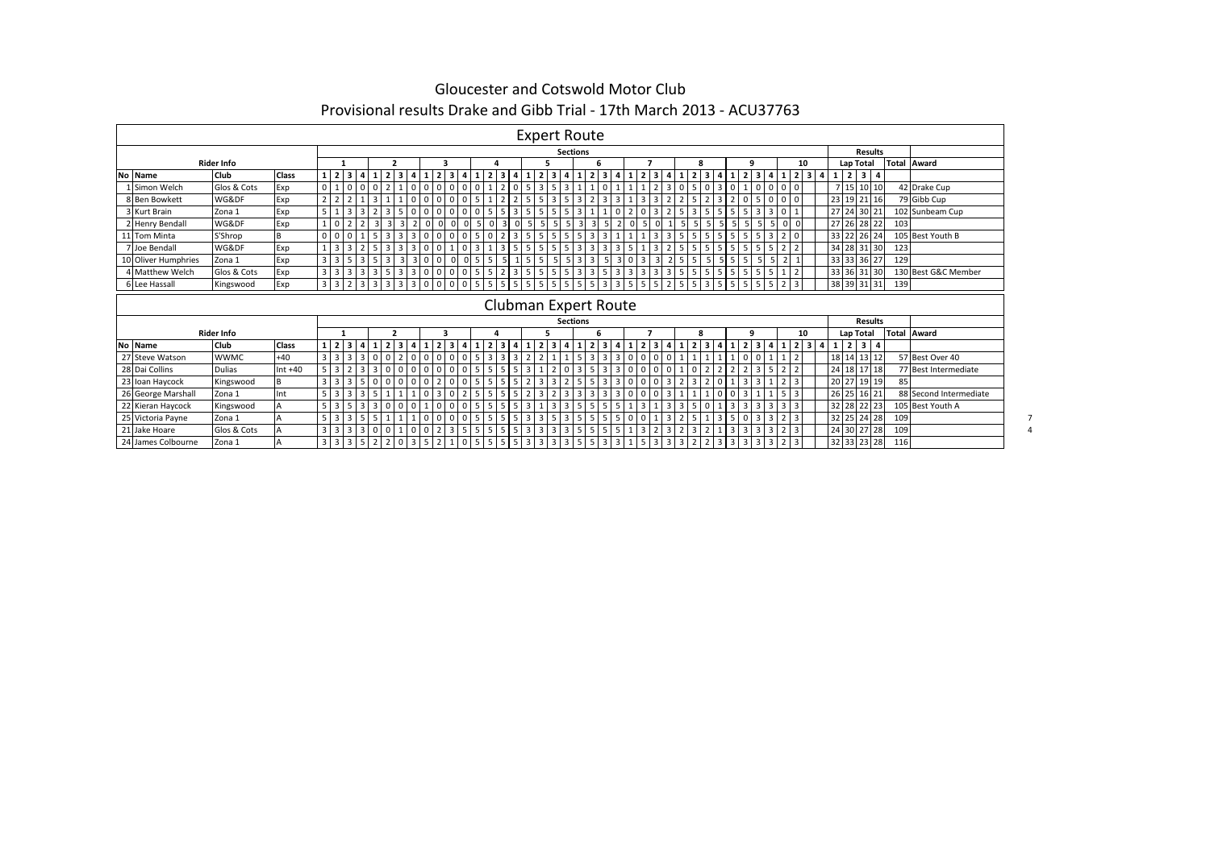# Gloucester and Cotswold Motor Club

## Provisional results Drake and Gibb Trial - 17th March 2013 - ACU37763

### Expert Route

| Rider Info | | | | Sections | | | | | | | | | | | | | | | | | | | | | | | | | | | | | | | | | | | | | | | | Results | | | | | |
|---|---|---|---|---|---|---|---|---|---|---|---|---|---|---|---|---|---|---|---|---|---|---|---|---|---|---|---|---|---|---|---|---|---|---|---|---|---|---|---|---|---|---|---|---|---|---|---|---|---|
| | | | | 1 | | | | 2 | | | | 3 | | | | 4 | | | | 5 | | | | 6 | | | | 7 | | | | 8 | | | | 9 | | | | 10 | | | | Lap Total | | | | Total | Award |
| No | Name | Club | Class | 1 | 2 | 3 | 4 | 1 | 2 | 3 | 4 | 1 | 2 | 3 | 4 | 1 | 2 | 3 | 4 | 1 | 2 | 3 | 4 | 1 | 2 | 3 | 4 | 1 | 2 | 3 | 4 | 1 | 2 | 3 | 4 | 1 | 2 | 3 | 4 | 1 | 2 | 3 | 4 | 1 | 2 | 3 | 4 | | |
| 1 | Simon Welch | Glos & Cots | Exp | 0 | 1 | 0 | 0 | 0 | 2 | 1 | 0 | 0 | 0 | 0 | 0 | 0 | 1 | 2 | 0 | 5 | 3 | 5 | 3 | 1 | 1 | 0 | 1 | 1 | 1 | 2 | 3 | 0 | 5 | 0 | 3 | 0 | 1 | 0 | 0 | 0 | 0 | | | 7 | 15 | 10 | 10 | 42 | Drake Cup |
| 8 | Ben Bowkett | WG&DF | Exp | 2 | 2 | 2 | 1 | 3 | 1 | 1 | 0 | 0 | 0 | 0 | 0 | 5 | 1 | 2 | 2 | 5 | 5 | 3 | 5 | 3 | 2 | 3 | 3 | 1 | 3 | 3 | 2 | 2 | 5 | 2 | 3 | 2 | 0 | 5 | 0 | 0 | 0 | | | 23 | 19 | 21 | 16 | 79 | Gibb Cup |
| 3 | Kurt Brain | Zona 1 | Exp | 5 | 1 | 3 | 3 | 2 | 3 | 5 | 0 | 0 | 0 | 0 | 0 | 0 | 5 | 5 | 3 | 5 | 5 | 5 | 5 | 3 | 1 | 1 | 0 | 2 | 0 | 3 | 2 | 5 | 3 | 5 | 5 | 5 | 5 | 3 | 3 | 0 | 1 | | | 27 | 24 | 30 | 21 | 102 | Sunbeam Cup |
| 2 | Henry Bendall | WG&DF | Exp | 1 | 0 | 2 | 2 | 3 | 3 | 3 | 2 | 0 | 0 | 0 | 0 | 5 | 0 | 3 | 0 | 5 | 5 | 5 | 5 | 3 | 3 | 5 | 2 | 0 | 5 | 0 | 1 | 5 | 5 | 5 | 5 | 5 | 5 | 5 | 5 | 0 | 0 | | | 27 | 26 | 28 | 22 | 103 | |
| 11 | Tom Minta | S'Shrop | B | 0 | 0 | 0 | 1 | 5 | 3 | 3 | 3 | 0 | 0 | 0 | 0 | 5 | 0 | 2 | 3 | 5 | 5 | 5 | 5 | 5 | 3 | 3 | 1 | 1 | 1 | 3 | 3 | 5 | 5 | 5 | 5 | 5 | 5 | 5 | 3 | 2 | 0 | | | 33 | 22 | 26 | 24 | 105 | Best Youth B |
| 7 | Joe Bendall | WG&DF | Exp | 1 | 3 | 3 | 2 | 5 | 3 | 3 | 3 | 0 | 0 | 1 | 0 | 3 | 1 | 3 | 5 | 5 | 5 | 5 | 5 | 3 | 3 | 3 | 3 | 5 | 1 | 3 | 2 | 5 | 5 | 5 | 5 | 5 | 5 | 5 | 5 | 2 | 2 | | | 34 | 28 | 31 | 30 | 123 | |
| 10 | Oliver Humphries | Zona 1 | Exp | 3 | 3 | 5 | 3 | 5 | 3 | 3 | 3 | 0 | 0 | 0 | 0 | 5 | 5 | 5 | 1 | 5 | 5 | 5 | 5 | 3 | 3 | 5 | 3 | 0 | 3 | 3 | 2 | 5 | 5 | 5 | 5 | 5 | 5 | 5 | 5 | 2 | 1 | | | 33 | 33 | 36 | 27 | 129 | |
| 4 | Matthew Welch | Glos & Cots | Exp | 3 | 3 | 3 | 3 | 3 | 5 | 3 | 3 | 0 | 0 | 0 | 0 | 5 | 5 | 2 | 3 | 5 | 5 | 5 | 5 | 3 | 3 | 5 | 3 | 3 | 3 | 3 | 3 | 5 | 5 | 5 | 5 | 5 | 5 | 5 | 5 | 1 | 2 | | | 33 | 36 | 31 | 30 | 130 | Best G&C Member |
| 6 | Lee Hassall | Kingswood | Exp | 3 | 3 | 2 | 3 | 3 | 3 | 3 | 3 | 0 | 0 | 0 | 0 | 5 | 5 | 5 | 5 | 5 | 5 | 5 | 5 | 5 | 5 | 3 | 3 | 5 | 5 | 5 | 2 | 5 | 5 | 3 | 5 | 5 | 5 | 5 | 5 | 2 | 3 | | | 38 | 39 | 31 | 31 | 139 | |

### Clubman Expert Route

| Rider Info | | | | Sections | | | | | | | | | | | | | | | | | | | | | | | | | | | | | | | | | | | | | | | | Results | | | | | |
|---|---|---|---|---|---|---|---|---|---|---|---|---|---|---|---|---|---|---|---|---|---|---|---|---|---|---|---|---|---|---|---|---|---|---|---|---|---|---|---|---|---|---|---|---|---|---|---|---|---|
| | | | | 1 | | | | 2 | | | | 3 | | | | 4 | | | | 5 | | | | 6 | | | | 7 | | | | 8 | | | | 9 | | | | 10 | | | | Lap Total | | | | Total | Award |
| No | Name | Club | Class | 1 | 2 | 3 | 4 | 1 | 2 | 3 | 4 | 1 | 2 | 3 | 4 | 1 | 2 | 3 | 4 | 1 | 2 | 3 | 4 | 1 | 2 | 3 | 4 | 1 | 2 | 3 | 4 | 1 | 2 | 3 | 4 | 1 | 2 | 3 | 4 | 1 | 2 | 3 | 4 | 1 | 2 | 3 | 4 | | |
| 27 | Steve Watson | WWMC | +40 | 3 | 3 | 3 | 3 | 0 | 0 | 2 | 0 | 0 | 0 | 0 | 0 | 5 | 3 | 3 | 3 | 2 | 2 | 1 | 1 | 5 | 3 | 3 | 3 | 0 | 0 | 0 | 0 | 1 | 1 | 1 | 1 | 1 | 0 | 0 | 1 | 1 | 2 | | | 18 | 14 | 13 | 12 | 57 | Best Over 40 |
| 28 | Dai Collins | Dulias | Int +40 | 5 | 3 | 2 | 3 | 3 | 0 | 0 | 0 | 0 | 0 | 0 | 0 | 5 | 5 | 5 | 5 | 3 | 1 | 2 | 0 | 3 | 5 | 3 | 3 | 0 | 0 | 0 | 0 | 1 | 0 | 2 | 2 | 2 | 2 | 3 | 5 | 2 | 2 | | | 24 | 18 | 17 | 18 | 77 | Best Intermediate |
| 23 | Ioan Haycock | Kingswood | B | 3 | 3 | 3 | 5 | 0 | 0 | 0 | 0 | 0 | 2 | 0 | 0 | 5 | 5 | 5 | 5 | 2 | 3 | 3 | 2 | 5 | 5 | 3 | 3 | 0 | 0 | 0 | 3 | 2 | 3 | 2 | 0 | 1 | 3 | 3 | 1 | 2 | 3 | | | 20 | 27 | 19 | 19 | 85 | |
| 26 | George Marshall | Zona 1 | Int | 5 | 3 | 3 | 3 | 5 | 1 | 1 | 1 | 0 | 3 | 0 | 2 | 5 | 5 | 5 | 5 | 2 | 3 | 2 | 3 | 3 | 3 | 3 | 3 | 0 | 0 | 0 | 3 | 1 | 1 | 1 | 0 | 0 | 3 | 1 | 1 | 5 | 3 | | | 26 | 25 | 16 | 21 | 88 | Second Intermediate |
| 22 | Kieran Haycock | Kingswood | A | 5 | 3 | 5 | 3 | 3 | 0 | 0 | 0 | 1 | 0 | 0 | 0 | 5 | 5 | 5 | 5 | 3 | 1 | 3 | 3 | 5 | 5 | 5 | 5 | 1 | 3 | 1 | 3 | 3 | 5 | 0 | 1 | 3 | 3 | 3 | 3 | 3 | 3 | | | 32 | 28 | 22 | 23 | 105 | Best Youth A |
| 25 | Victoria Payne | Zona 1 | A | 5 | 3 | 3 | 5 | 5 | 1 | 1 | 1 | 0 | 0 | 0 | 0 | 5 | 5 | 5 | 5 | 3 | 3 | 5 | 3 | 5 | 5 | 5 | 5 | 0 | 0 | 1 | 3 | 2 | 5 | 1 | 3 | 5 | 0 | 3 | 3 | 2 | 3 | | | 32 | 25 | 24 | 28 | 109 | |
| 21 | Jake Hoare | Glos & Cots | A | 3 | 3 | 3 | 3 | 0 | 0 | 1 | 0 | 0 | 2 | 3 | 5 | 5 | 5 | 5 | 5 | 3 | 3 | 3 | 3 | 5 | 5 | 5 | 5 | 1 | 3 | 2 | 3 | 2 | 3 | 2 | 1 | 3 | 3 | 3 | 3 | 2 | 3 | | | 24 | 30 | 27 | 28 | 109 | |
| 24 | James Colbourne | Zona 1 | A | 3 | 3 | 3 | 5 | 2 | 2 | 0 | 3 | 5 | 2 | 1 | 0 | 5 | 5 | 5 | 5 | 3 | 3 | 3 | 3 | 5 | 5 | 3 | 3 | 1 | 5 | 3 | 3 | 3 | 2 | 2 | 3 | 3 | 3 | 3 | 3 | 2 | 3 | | | 32 | 33 | 23 | 28 | 116 | |

7

4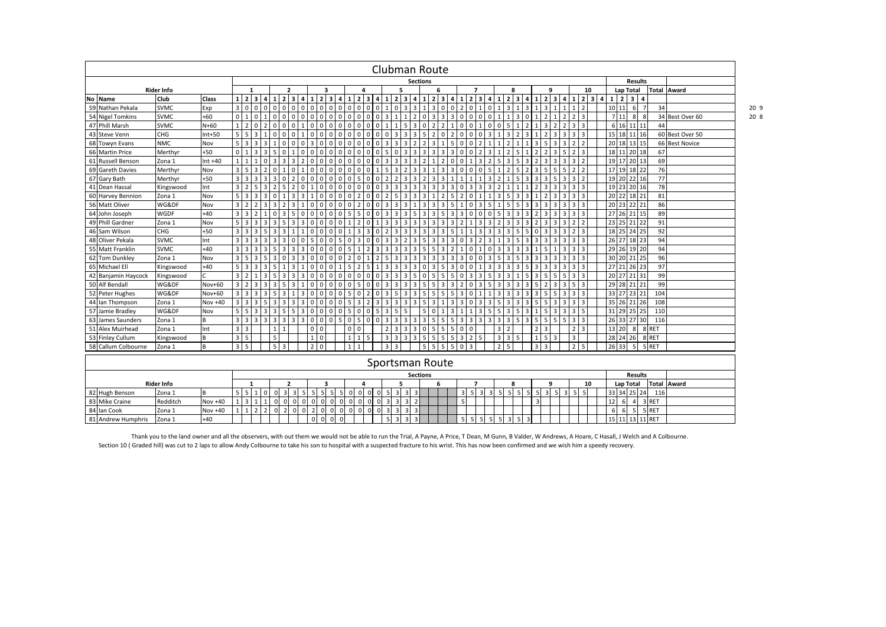# Clubman Route

| Rider Info | | | | Sections | | | | | | | | | | | | | | | | | | | | | | | | | | | | | | | | | | | | | | | | Results | | | | | |
|---|---|---|---|---|---|---|---|---|---|---|---|---|---|---|---|---|---|---|---|---|---|---|---|---|---|---|---|---|---|---|---|---|---|---|---|---|---|---|---|---|---|---|---|---|---|---|---|---|---|
| | | | | 1 | | | | 2 | | | | 3 | | | | 4 | | | | 5 | | | | 6 | | | | 7 | | | | 8 | | | | 9 | | | | 10 | | | | Lap Total | | | | Total | Award |
| No | Name | Club | Class | 1 | 2 | 3 | 4 | 1 | 2 | 3 | 4 | 1 | 2 | 3 | 4 | 1 | 2 | 3 | 4 | 1 | 2 | 3 | 4 | 1 | 2 | 3 | 4 | 1 | 2 | 3 | 4 | 1 | 2 | 3 | 4 | 1 | 2 | 3 | 4 | 1 | 2 | 3 | 4 | 1 | 2 | 3 | 4 | | |
| 59 | Nathan Pekala | SVMC | Exp | 3 | 0 | 0 | 0 | 0 | 0 | 0 | 0 | 0 | 0 | 0 | 0 | 0 | 0 | 0 | 0 | 1 | 0 | 3 | 3 | 1 | 3 | 0 | 0 | 2 | 0 | 1 | 0 | 1 | 3 | 1 | 3 | 1 | 3 | 1 | 1 | 1 | 2 | | | 10 | 11 | 6 | 7 | 34 | |
| 54 | Nigel Tomkins | SVMC | +60 | 0 | 1 | 0 | 1 | 0 | 0 | 0 | 0 | 0 | 0 | 0 | 0 | 0 | 0 | 0 | 0 | 3 | 1 | 1 | 2 | 0 | 3 | 3 | 3 | 0 | 0 | 0 | 0 | 1 | 1 | 3 | 0 | 1 | 2 | 1 | 2 | 2 | 3 | | | 7 | 11 | 8 | 8 | 34 | Best Over 60 |
| 47 | Phill Marsh | SVMC | N+60 | 1 | 2 | 0 | 2 | 0 | 0 | 0 | 1 | 0 | 0 | 0 | 0 | 0 | 0 | 0 | 0 | 1 | 1 | 5 | 3 | 0 | 2 | 2 | 1 | 0 | 0 | 1 | 0 | 0 | 5 | 1 | 2 | 1 | 3 | 2 | 2 | 3 | 3 | | | 6 | 16 | 11 | 11 | 44 | |
| 43 | Steve Venn | CHG | Int+50 | 5 | 5 | 3 | 1 | 0 | 0 | 0 | 1 | 0 | 0 | 0 | 0 | 0 | 0 | 0 | 0 | 0 | 3 | 3 | 3 | 5 | 2 | 0 | 2 | 0 | 0 | 0 | 3 | 1 | 3 | 2 | 3 | 1 | 2 | 3 | 3 | 3 | 3 | | | 15 | 18 | 11 | 16 | 60 | Best Over 50 |
| 68 | Towyn Evans | NMC | Nov | 5 | 3 | 3 | 3 | 1 | 0 | 0 | 0 | 3 | 0 | 0 | 0 | 0 | 0 | 0 | 0 | 3 | 3 | 3 | 2 | 2 | 3 | 1 | 5 | 0 | 0 | 2 | 1 | 1 | 2 | 1 | 1 | 3 | 5 | 3 | 3 | 2 | 2 | | | 20 | 18 | 13 | 15 | 66 | Best Novice |
| 66 | Martin Price | Merthyr | +50 | 0 | 1 | 3 | 3 | 5 | 0 | 1 | 0 | 0 | 0 | 0 | 0 | 0 | 0 | 0 | 0 | 5 | 0 | 3 | 3 | 3 | 3 | 3 | 3 | 0 | 0 | 2 | 3 | 1 | 2 | 5 | 1 | 2 | 2 | 3 | 5 | 2 | 3 | | | 18 | 11 | 20 | 18 | 67 | |
| 61 | Russell Benson | Zona 1 | Int +40 | 1 | 1 | 1 | 0 | 3 | 3 | 3 | 2 | 0 | 0 | 0 | 0 | 0 | 0 | 0 | 0 | 3 | 3 | 3 | 3 | 2 | 1 | 2 | 0 | 0 | 1 | 3 | 2 | 5 | 3 | 5 | 3 | 2 | 3 | 3 | 3 | 3 | 2 | | | 19 | 17 | 20 | 13 | 69 | |
| 69 | Gareth Davies | Merthyr | Nov | 3 | 5 | 3 | 2 | 0 | 1 | 0 | 1 | 0 | 0 | 0 | 0 | 0 | 0 | 0 | 1 | 5 | 3 | 2 | 3 | 3 | 1 | 3 | 3 | 0 | 0 | 0 | 5 | 1 | 2 | 5 | 2 | 3 | 5 | 5 | 5 | 2 | 2 | | | 17 | 19 | 18 | 22 | 76 | |
| 67 | Gary Bath | Merthyr | +50 | 3 | 3 | 3 | 3 | 3 | 0 | 2 | 0 | 0 | 0 | 0 | 0 | 0 | 5 | 0 | 0 | 2 | 2 | 3 | 3 | 2 | 3 | 3 | 1 | 1 | 1 | 1 | 3 | 2 | 1 | 5 | 3 | 3 | 3 | 5 | 3 | 3 | 2 | | | 19 | 20 | 22 | 16 | 77 | |
| 41 | Dean Hassal | Kingswood | Int | 3 | 2 | 5 | 3 | 2 | 5 | 2 | 0 | 1 | 0 | 0 | 0 | 0 | 0 | 0 | 0 | 3 | 3 | 3 | 3 | 3 | 3 | 3 | 3 | 0 | 3 | 3 | 3 | 2 | 1 | 1 | 1 | 2 | 3 | 3 | 3 | 3 | 3 | | | 19 | 23 | 20 | 16 | 78 | |
| 60 | Harvey Bennion | Zona 1 | Nov | 5 | 3 | 3 | 3 | 0 | 1 | 3 | 3 | 1 | 0 | 0 | 0 | 0 | 2 | 0 | 0 | 2 | 5 | 3 | 3 | 3 | 1 | 2 | 5 | 2 | 0 | 1 | 1 | 3 | 5 | 3 | 3 | 1 | 2 | 3 | 3 | 3 | 3 | | | 20 | 22 | 18 | 21 | 81 | |
| 56 | Matt Oliver | WG&DF | Nov | 3 | 2 | 2 | 3 | 3 | 2 | 3 | 1 | 0 | 0 | 0 | 0 | 0 | 2 | 0 | 0 | 3 | 3 | 3 | 1 | 3 | 3 | 3 | 5 | 1 | 0 | 3 | 5 | 1 | 5 | 5 | 3 | 3 | 3 | 3 | 3 | 3 | 3 | | | 20 | 23 | 22 | 21 | 86 | |
| 64 | John Joseph | WGDF | +40 | 3 | 3 | 2 | 1 | 0 | 3 | 5 | 0 | 0 | 0 | 0 | 0 | 5 | 5 | 0 | 0 | 3 | 3 | 3 | 5 | 3 | 3 | 5 | 3 | 3 | 0 | 0 | 0 | 5 | 3 | 3 | 3 | 2 | 3 | 3 | 3 | 3 | 3 | | | 27 | 26 | 21 | 15 | 89 | |
| 49 | Phill Gardner | Zona 1 | Nov | 5 | 3 | 3 | 3 | 3 | 5 | 3 | 3 | 0 | 0 | 0 | 0 | 1 | 2 | 0 | 1 | 3 | 3 | 3 | 3 | 3 | 3 | 3 | 3 | 2 | 1 | 3 | 3 | 2 | 3 | 3 | 3 | 2 | 3 | 3 | 3 | 2 | 2 | | | 23 | 25 | 21 | 22 | 91 | |
| 46 | Sam Wilson | CHG | +50 | 3 | 3 | 3 | 5 | 3 | 3 | 1 | 1 | 0 | 0 | 0 | 0 | 1 | 3 | 3 | 0 | 2 | 3 | 3 | 3 | 3 | 3 | 3 | 5 | 1 | 1 | 3 | 3 | 3 | 3 | 5 | 5 | 0 | 3 | 3 | 3 | 2 | 3 | | | 18 | 25 | 24 | 25 | 92 | |
| 48 | Oliver Pekala | SVMC | Int | 3 | 3 | 3 | 3 | 3 | 3 | 0 | 0 | 5 | 0 | 0 | 5 | 0 | 3 | 0 | 0 | 3 | 3 | 2 | 3 | 5 | 3 | 3 | 3 | 0 | 3 | 2 | 3 | 1 | 3 | 5 | 3 | 3 | 3 | 3 | 3 | 3 | 3 | | | 26 | 27 | 18 | 23 | 94 | |
| 55 | Matt Franklin | SVMC | +40 | 3 | 3 | 3 | 3 | 5 | 3 | 3 | 3 | 0 | 0 | 0 | 0 | 5 | 1 | 2 | 3 | 3 | 3 | 3 | 3 | 5 | 5 | 3 | 2 | 1 | 0 | 1 | 0 | 3 | 3 | 3 | 3 | 1 | 5 | 1 | 3 | 3 | 3 | | | 29 | 26 | 19 | 20 | 94 | |
| 62 | Tom Dunkley | Zona 1 | Nov | 3 | 5 | 3 | 5 | 3 | 0 | 3 | 3 | 0 | 0 | 0 | 0 | 2 | 0 | 1 | 2 | 5 | 3 | 3 | 3 | 3 | 3 | 3 | 3 | 3 | 0 | 0 | 3 | 5 | 3 | 5 | 3 | 3 | 3 | 3 | 3 | 3 | 3 | | | 30 | 20 | 21 | 25 | 96 | |
| 65 | Michael Ell | Kingswood | +40 | 5 | 3 | 3 | 3 | 5 | 1 | 3 | 1 | 0 | 0 | 0 | 1 | 5 | 2 | 5 | 1 | 3 | 3 | 3 | 3 | 0 | 3 | 5 | 3 | 0 | 0 | 1 | 3 | 3 | 3 | 3 | 5 | 3 | 3 | 3 | 3 | 3 | 3 | | | 27 | 21 | 26 | 23 | 97 | |
| 42 | Banjamin Haycock | Kingswood | C | 3 | 2 | 1 | 3 | 5 | 3 | 3 | 3 | 0 | 0 | 0 | 0 | 0 | 0 | 0 | 0 | 3 | 3 | 3 | 5 | 0 | 5 | 5 | 5 | 0 | 3 | 3 | 5 | 3 | 3 | 1 | 5 | 3 | 5 | 5 | 5 | 3 | 3 | | | 20 | 27 | 21 | 31 | 99 | |
| 50 | Alf Bendall | WG&DF | Nov+60 | 3 | 2 | 3 | 3 | 3 | 5 | 3 | 1 | 0 | 0 | 0 | 0 | 0 | 5 | 0 | 0 | 3 | 3 | 3 | 3 | 5 | 5 | 3 | 3 | 2 | 0 | 3 | 5 | 3 | 3 | 3 | 3 | 5 | 2 | 3 | 3 | 5 | 3 | | | 29 | 28 | 21 | 21 | 99 | |
| 52 | Peter Hughes | WG&DF | Nov+60 | 3 | 3 | 3 | 3 | 5 | 3 | 1 | 3 | 0 | 0 | 0 | 0 | 5 | 0 | 2 | 0 | 3 | 5 | 3 | 3 | 5 | 5 | 5 | 5 | 3 | 0 | 1 | 1 | 3 | 3 | 3 | 3 | 3 | 5 | 5 | 3 | 3 | 3 | | | 33 | 27 | 23 | 21 | 104 | |
| 44 | Ian Thompson | Zona 1 | Nov +40 | 3 | 3 | 3 | 5 | 3 | 3 | 3 | 3 | 0 | 0 | 0 | 0 | 5 | 3 | 2 | 3 | 3 | 3 | 3 | 3 | 5 | 3 | 1 | 3 | 3 | 0 | 3 | 3 | 5 | 3 | 3 | 3 | 5 | 5 | 3 | 3 | 3 | 3 | | | 35 | 26 | 21 | 26 | 108 | |
| 57 | Jamie Bradley | WG&DF | Nov | 5 | 5 | 3 | 3 | 3 | 5 | 5 | 3 | 0 | 0 | 0 | 0 | 5 | 0 | 0 | 5 | 3 | 5 | 5 | | 5 | 0 | 1 | 3 | 1 | 1 | 3 | 5 | 5 | 3 | 5 | 3 | 1 | 5 | 3 | 3 | 3 | 5 | | | 31 | 29 | 25 | 25 | 110 | |
| 63 | James Saunders | Zona 1 | B | 3 | 3 | 3 | 3 | 3 | 3 | 3 | 3 | 0 | 0 | 0 | 5 | 0 | 5 | 0 | 0 | 3 | 3 | 3 | 3 | 3 | 5 | 5 | 5 | 3 | 3 | 3 | 3 | 3 | 3 | 5 | 3 | 5 | 5 | 5 | 5 | 3 | 3 | | | 26 | 33 | 27 | 30 | 116 | |
| 51 | Alex Muirhead | Zona 1 | Int | 3 | 3 | | | 1 | 1 | | | 0 | 0 | | | 0 | 0 | | | 2 | 3 | 3 | 3 | 0 | 5 | 5 | 5 | 0 | 0 | | | 3 | 2 | | | 2 | 3 | | | 2 | 3 | | | 13 | 20 | 8 | 8 | RET | |
| 53 | Finley Cullum | Kingswood | B | 3 | 5 | | | 5 | | | | 1 | 0 | | | 1 | 1 | 5 | | 3 | 3 | 3 | 3 | 5 | 5 | 5 | 5 | 3 | 2 | 5 | | 3 | 3 | 5 | | 1 | 5 | 3 | | 3 | | | | 28 | 24 | 26 | 8 | RET | |
| 58 | Callum Colbourne | Zona 1 | B | 3 | 5 | | | 5 | 3 | | | 2 | 0 | | | 1 | 1 | | | 3 | 3 | | | 5 | 5 | 5 | 5 | 0 | 3 | | | 2 | 5 | | | 3 | 3 | | | 2 | 5 | | | 26 | 33 | 5 | 5 | RET | |

# Sportsman Route

| Rider Info | | | | Sections | | | | | | | | | | | | | | | | | | | | | | | | | | | | | | | | | | | | | | | | Results | | | | | |
|---|---|---|---|---|---|---|---|---|---|---|---|---|---|---|---|---|---|---|---|---|---|---|---|---|---|---|---|---|---|---|---|---|---|---|---|---|---|---|---|---|---|---|---|---|---|---|---|---|---|
| | | | | 1 | | | | 2 | | | | 3 | | | | 4 | | | | 5 | | | | 6 | | | | 7 | | | | 8 | | | | 9 | | | | 10 | | | | Lap Total | | | | Total | Award |
| 82 | Hugh Benson | Zona 1 | B | 5 | 5 | 1 | 0 | 0 | 3 | 3 | 5 | 5 | 5 | 5 | 5 | 0 | 0 | 0 | 0 | 5 | 3 | 3 | 3 | | | | | 3 | 5 | 3 | 3 | 5 | 5 | 5 | 5 | 5 | 3 | 5 | 3 | 5 | 5 | | | 33 | 34 | 25 | 24 | 116 | |
| 83 | Mike Craine | Redditch | Nov +40 | 1 | 3 | 1 | 1 | 0 | 0 | 0 | 0 | 0 | 0 | 0 | 0 | 0 | 0 | 0 | 0 | 3 | 3 | 3 | 2 | | | | | 5 | | | | | | | | 3 | | | | | | | | 12 | 6 | 4 | 3 | RET | |
| 84 | Ian Cook | Zona 1 | Nov +40 | 1 | 1 | 2 | 2 | 0 | 2 | 0 | 0 | 2 | 0 | 0 | 0 | 0 | 0 | 0 | 0 | 3 | 3 | 3 | 3 | | | | | | | | | | | | | | | | | | | | | 6 | 6 | 5 | 5 | RET | |
| 81 | Andrew Humphris | Zona 1 | +40 | | | | | | | | | 0 | 0 | 0 | 0 | | | | | 5 | 3 | 3 | 3 | | | | | 5 | 5 | 5 | 5 | 5 | 3 | 5 | 3 | | | | | | | | | 15 | 11 | 13 | 11 | RET | |

Thank you to the land owner and all the observers, with out them we would not be able to run the Trial, A Payne, A Price, T Dean, M Gunn, B Valder, W Andrews, A Hoare, C Hasall, J Welch and A Colbourne.

Section 10 ( Graded hill) was cut to 2 laps to allow Andy Colbourne to take his son to hospital with a suspected fracture to his wrist. This has now been confirmed and we wish him a speedy recovery.